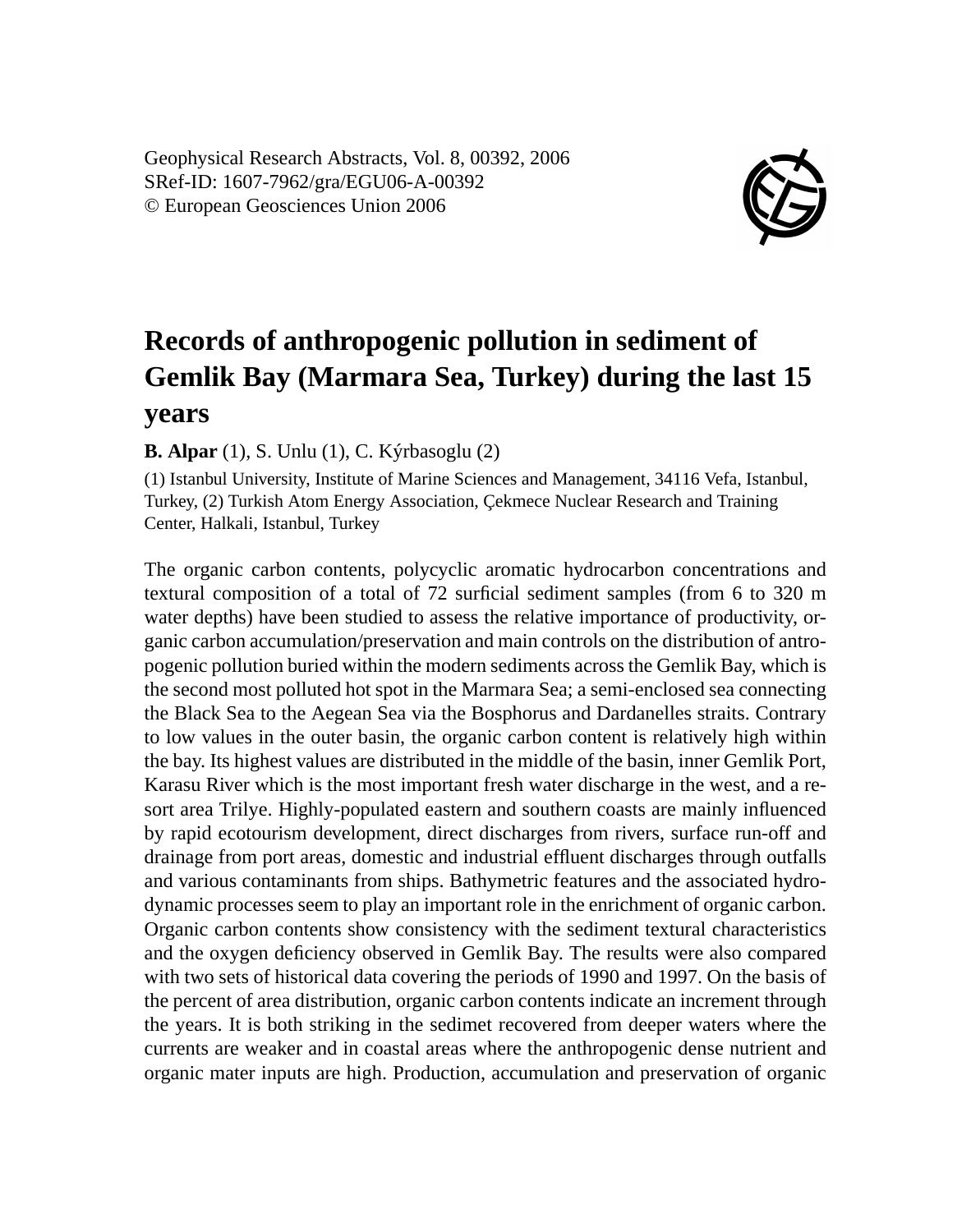Geophysical Research Abstracts, Vol. 8, 00392, 2006
SRef-ID: 1607-7962/gra/EGU06-A-00392
© European Geosciences Union 2006

# Records of anthropogenic pollution in sediment of Gemlik Bay (Marmara Sea, Turkey) during the last 15 years

**B. Alpar** (1), S. Unlu (1), C. Kýrbasoglu (2)

(1) Istanbul University, Institute of Marine Sciences and Management, 34116 Vefa, Istanbul, Turkey, (2) Turkish Atom Energy Association, Çekmece Nuclear Research and Training Center, Halkali, Istanbul, Turkey

The organic carbon contents, polycyclic aromatic hydrocarbon concentrations and textural composition of a total of 72 surficial sediment samples (from 6 to 320 m water depths) have been studied to assess the relative importance of productivity, organic carbon accumulation/preservation and main controls on the distribution of antropogenic pollution buried within the modern sediments across the Gemlik Bay, which is the second most polluted hot spot in the Marmara Sea; a semi-enclosed sea connecting the Black Sea to the Aegean Sea via the Bosphorus and Dardanelles straits. Contrary to low values in the outer basin, the organic carbon content is relatively high within the bay. Its highest values are distributed in the middle of the basin, inner Gemlik Port, Karasu River which is the most important fresh water discharge in the west, and a resort area Trilye. Highly-populated eastern and southern coasts are mainly influenced by rapid ecotourism development, direct discharges from rivers, surface run-off and drainage from port areas, domestic and industrial effluent discharges through outfalls and various contaminants from ships. Bathymetric features and the associated hydrodynamic processes seem to play an important role in the enrichment of organic carbon. Organic carbon contents show consistency with the sediment textural characteristics and the oxygen deficiency observed in Gemlik Bay. The results were also compared with two sets of historical data covering the periods of 1990 and 1997. On the basis of the percent of area distribution, organic carbon contents indicate an increment through the years. It is both striking in the sedimet recovered from deeper waters where the currents are weaker and in coastal areas where the anthropogenic dense nutrient and organic mater inputs are high. Production, accumulation and preservation of organic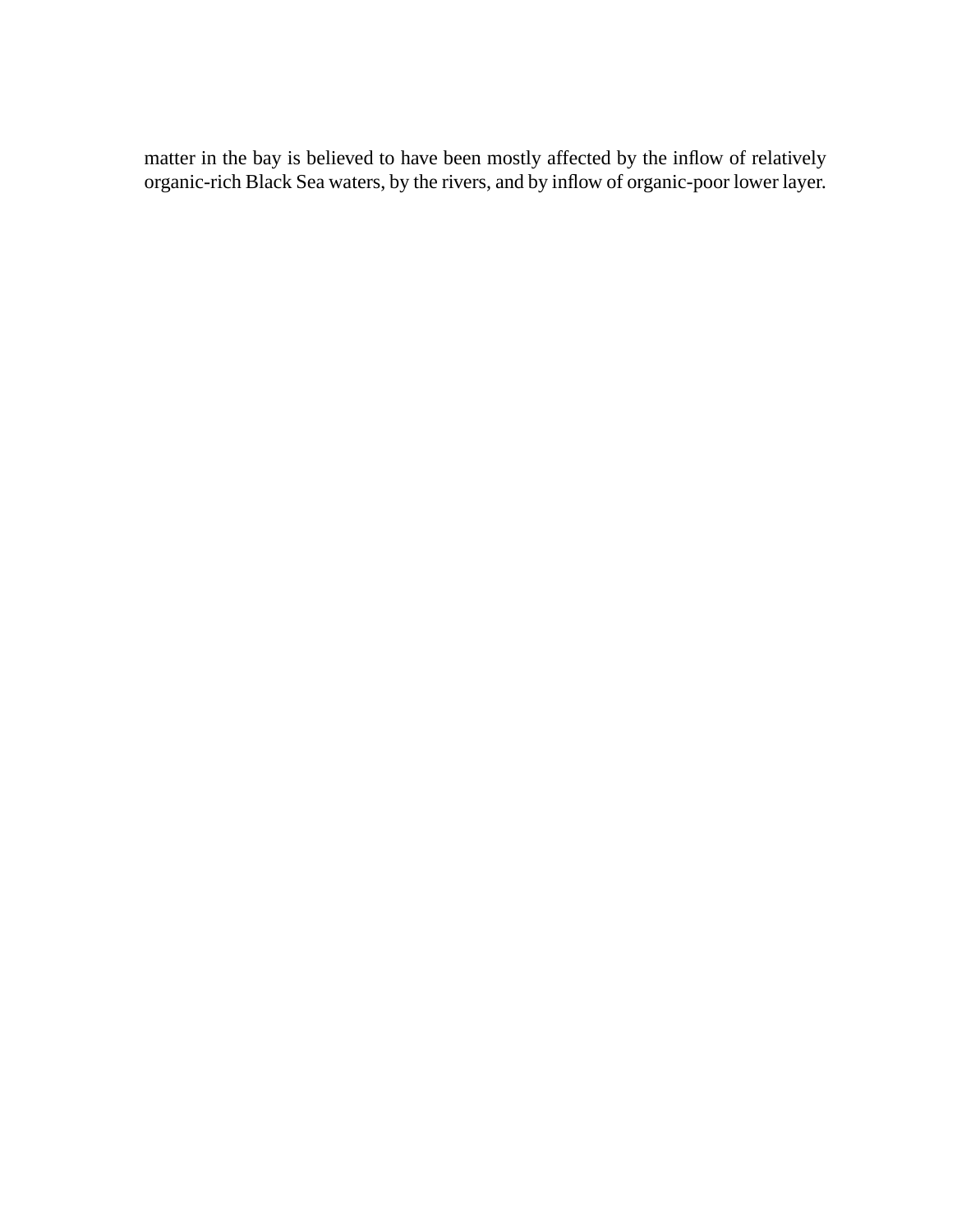matter in the bay is believed to have been mostly affected by the inflow of relatively organic-rich Black Sea waters, by the rivers, and by inflow of organic-poor lower layer.